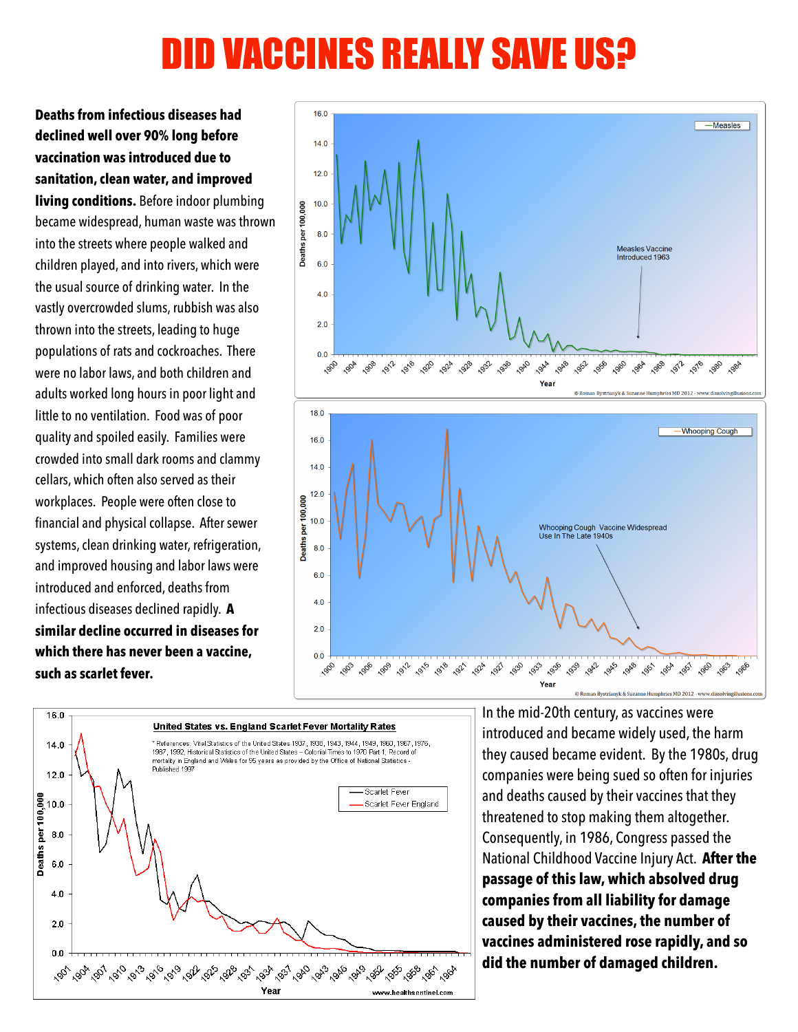# DID VACCINES REALLY SAVE US?

**Deaths from infectious diseases had declined well over 90% long before vaccination was introduced due to sanitation, clean water, and improved living conditions.** Before indoor plumbing became widespread, human waste was thrown into the streets where people walked and children played, and into rivers, which were the usual source of drinking water. In the vastly overcrowded slums, rubbish was also thrown into the streets, leading to huge populations of rats and cockroaches. There were no labor laws, and both children and adults worked long hours in poor light and little to no ventilation. Food was of poor quality and spoiled easily. Families were crowded into small dark rooms and clammy cellars, which often also served as their workplaces. People were often close to financial and physical collapse. After sewer systems, clean drinking water, refrigeration, and improved housing and labor laws were introduced and enforced, deaths from infectious diseases declined rapidly. **A similar decline occurred in diseases for which there has never been a vaccine, such as scarlet fever.**

Measles — Deaths per 100,000 by Year. Measles Vaccine Introduced 1963

© Roman Bystrianyk & Suzanne Humphries MD 2012 - www.dissolvingillusions.com

Whooping Cough — Deaths per 100,000 by Year. Whooping Cough Vaccine Widespread Use In The Late 1940s

© Roman Bystrianyk & Suzanne Humphries MD 2012 - www.dissolvingillusions.com

United States vs. England Scarlet Fever Mortality Rates — Deaths per 100,000 by Year (Scarlet Fever; Scarlet Fever England)

7 References: Vital Statistics of the United States 1937, 1938, 1943, 1944, 1949, 1960, 1967, 1976, 1987, 1992, Historical Statistics of the United States – Colonial Times to 1970 Part 1, Record of mortality in England and Wales for 95 years as provided by the Office of National Statistics - Published 1997

www.healthsentinel.com

In the mid-20th century, as vaccines were introduced and became widely used, the harm they caused became evident. By the 1980s, drug companies were being sued so often for injuries and deaths caused by their vaccines that they threatened to stop making them altogether. Consequently, in 1986, Congress passed the National Childhood Vaccine Injury Act. **After the passage of this law, which absolved drug companies from all liability for damage caused by their vaccines, the number of vaccines administered rose rapidly, and so did the number of damaged children.**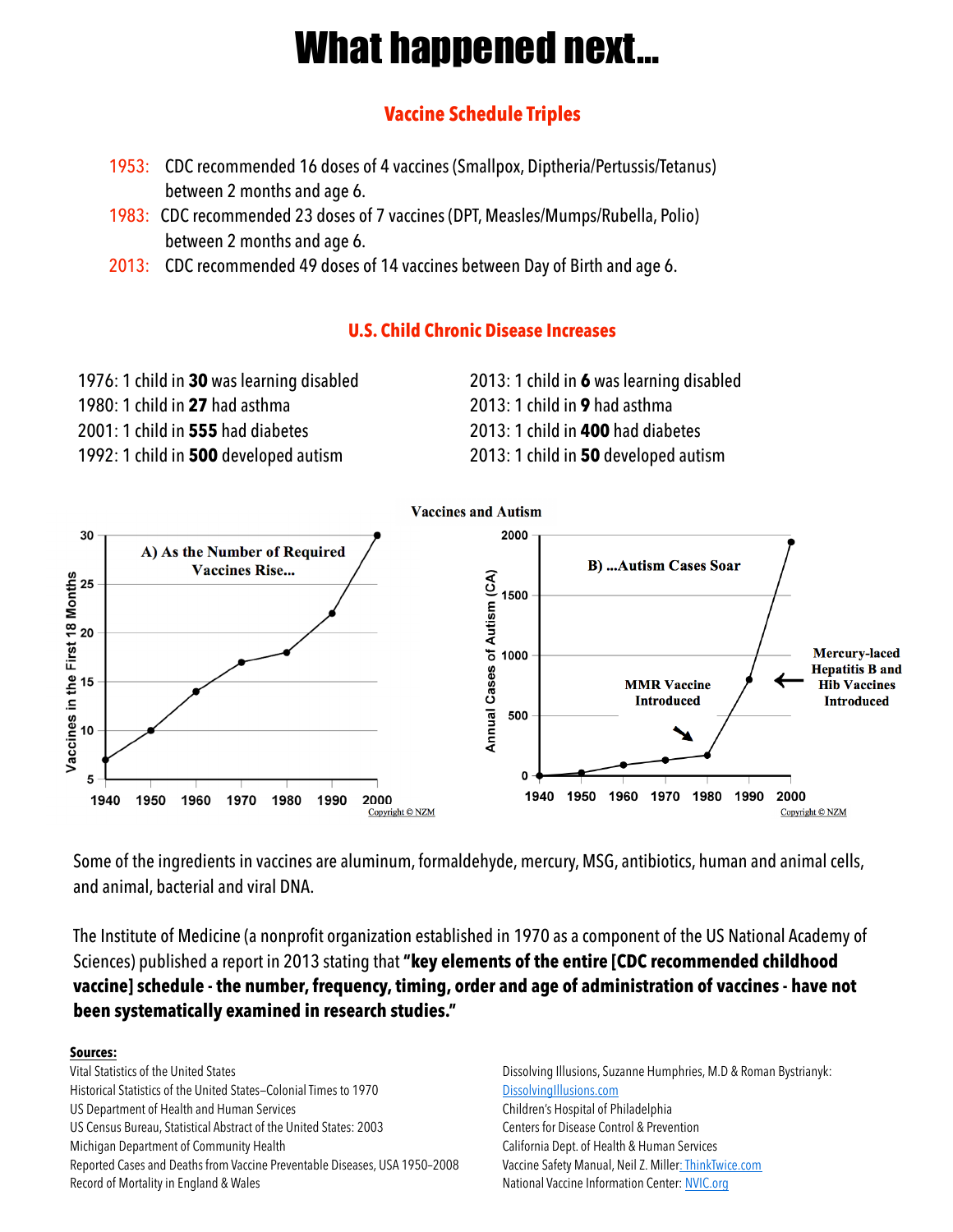# What happened next...

## Vaccine Schedule Triples

1953: CDC recommended 16 doses of 4 vaccines (Smallpox, Diptheria/Pertussis/Tetanus) between 2 months and age 6.

1983: CDC recommended 23 doses of 7 vaccines (DPT, Measles/Mumps/Rubella, Polio) between 2 months and age 6.

2013: CDC recommended 49 doses of 14 vaccines between Day of Birth and age 6.

## U.S. Child Chronic Disease Increases

1976: 1 child in **30** was learning disabled
1980: 1 child in **27** had asthma
2001: 1 child in **555** had diabetes
1992: 1 child in **500** developed autism

2013: 1 child in **6** was learning disabled
2013: 1 child in **9** had asthma
2013: 1 child in **400** had diabetes
2013: 1 child in **50** developed autism

Vaccines and Autism

A) As the Number of Required Vaccines Rise...

Vaccines in the First 18 Months

30
25
20
15
10
5

1940 1950 1960 1970 1980 1990 2000

Copyright © NZM

B) ...Autism Cases Soar

Annual Cases of Autism (CA)

2000
1500
1000
500
0

1940 1950 1960 1970 1980 1990 2000

MMR Vaccine Introduced

Mercury-laced Hepatitis B and Hib Vaccines Introduced

Copyright © NZM

Some of the ingredients in vaccines are aluminum, formaldehyde, mercury, MSG, antibiotics, human and animal cells, and animal, bacterial and viral DNA.

The Institute of Medicine (a nonprofit organization established in 1970 as a component of the US National Academy of Sciences) published a report in 2013 stating that **"key elements of the entire [CDC recommended childhood vaccine] schedule - the number, frequency, timing, order and age of administration of vaccines - have not been systematically examined in research studies."**

**Sources:**

Vital Statistics of the United States
Historical Statistics of the United States–Colonial Times to 1970
US Department of Health and Human Services
US Census Bureau, Statistical Abstract of the United States: 2003
Michigan Department of Community Health
Reported Cases and Deaths from Vaccine Preventable Diseases, USA 1950–2008
Record of Mortality in England & Wales
Dissolving Illusions, Suzanne Humphries, M.D & Roman Bystrianyk: DissolvingIllusions.com
Children's Hospital of Philadelphia
Centers for Disease Control & Prevention
California Dept. of Health & Human Services
Vaccine Safety Manual, Neil Z. Miller: ThinkTwice.com
National Vaccine Information Center: NVIC.org